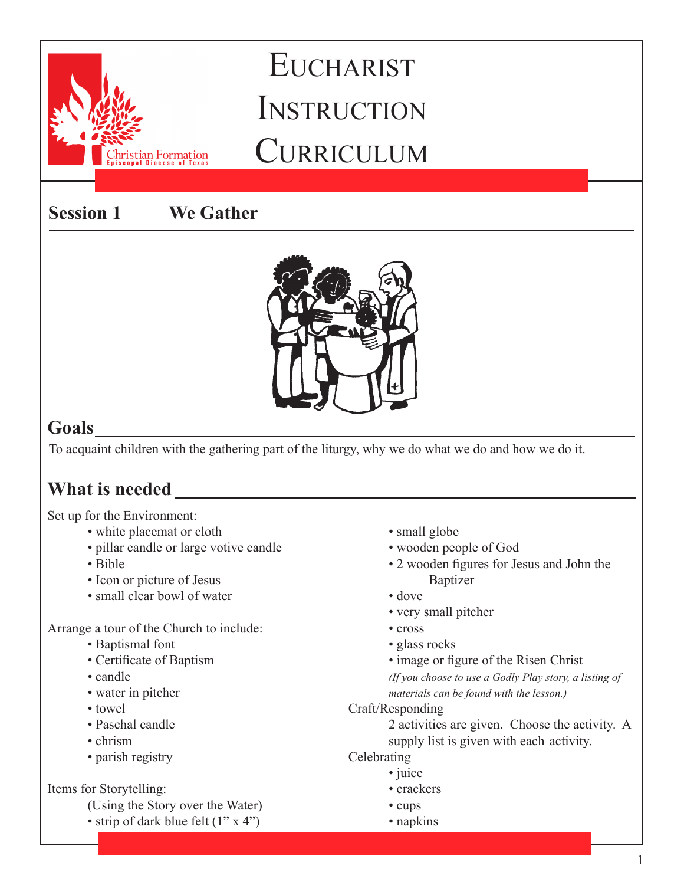# EUCHARIST INSTRUCTION CURRICULUM

Christian Formation
Episcopal Diocese of Texas

## Session 1 We Gather

## Goals

To acquaint children with the gathering part of the liturgy, why we do what we do and how we do it.

## What is needed

Set up for the Environment:

- white placemat or cloth
- pillar candle or large votive candle
- Bible
- Icon or picture of Jesus
- small clear bowl of water

Arrange a tour of the Church to include:

- Baptismal font
- Certificate of Baptism
- candle
- water in pitcher
- towel
- Paschal candle
- chrism
- parish registry

Items for Storytelling:

(Using the Story over the Water)

- strip of dark blue felt (1" x 4")
- small globe
- wooden people of God
- 2 wooden figures for Jesus and John the Baptizer
- dove
- very small pitcher
- cross
- glass rocks
- image or figure of the Risen Christ

*(If you choose to use a Godly Play story, a listing of materials can be found with the lesson.)*

Craft/Responding

2 activities are given. Choose the activity. A supply list is given with each activity.

Celebrating

- juice
- crackers
- cups
- napkins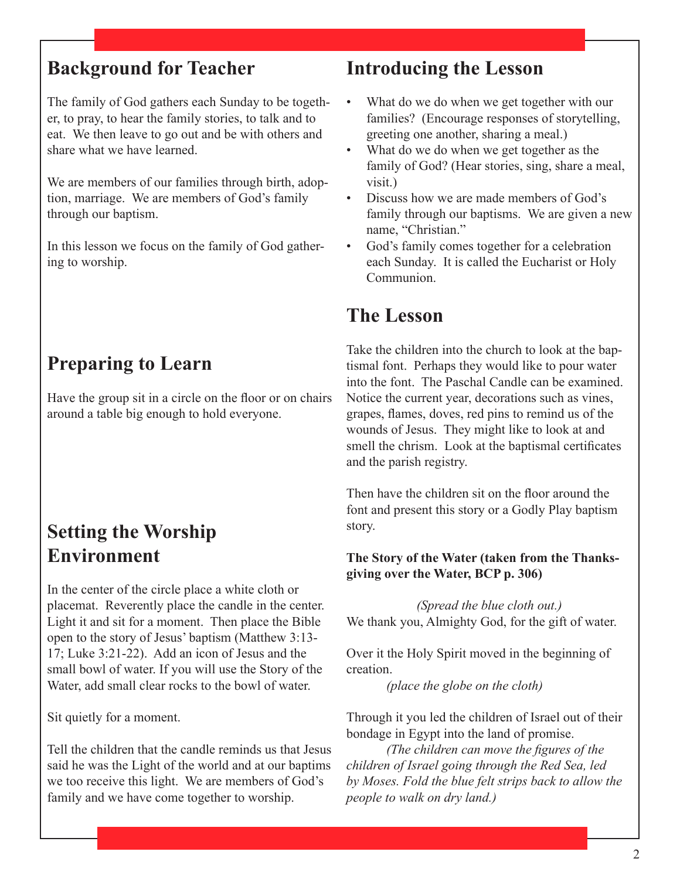## Background for Teacher

The family of God gathers each Sunday to be together, to pray, to hear the family stories, to talk and to eat. We then leave to go out and be with others and share what we have learned.

We are members of our families through birth, adoption, marriage. We are members of God's family through our baptism.

In this lesson we focus on the family of God gathering to worship.

## Preparing to Learn

Have the group sit in a circle on the floor or on chairs around a table big enough to hold everyone.

## Setting the Worship Environment

In the center of the circle place a white cloth or placemat. Reverently place the candle in the center. Light it and sit for a moment. Then place the Bible open to the story of Jesus' baptism (Matthew 3:13-17; Luke 3:21-22). Add an icon of Jesus and the small bowl of water. If you will use the Story of the Water, add small clear rocks to the bowl of water.

Sit quietly for a moment.

Tell the children that the candle reminds us that Jesus said he was the Light of the world and at our baptims we too receive this light. We are members of God's family and we have come together to worship.

## Introducing the Lesson

- What do we do when we get together with our families? (Encourage responses of storytelling, greeting one another, sharing a meal.)
- What do we do when we get together as the family of God? (Hear stories, sing, share a meal, visit.)
- Discuss how we are made members of God's family through our baptisms. We are given a new name, "Christian."
- God's family comes together for a celebration each Sunday. It is called the Eucharist or Holy Communion.

## The Lesson

Take the children into the church to look at the baptismal font. Perhaps they would like to pour water into the font. The Paschal Candle can be examined. Notice the current year, decorations such as vines, grapes, flames, doves, red pins to remind us of the wounds of Jesus. They might like to look at and smell the chrism. Look at the baptismal certificates and the parish registry.

Then have the children sit on the floor around the font and present this story or a Godly Play baptism story.

**The Story of the Water (taken from the Thanksgiving over the Water, BCP p. 306)**

*(Spread the blue cloth out.)*
We thank you, Almighty God, for the gift of water.

Over it the Holy Spirit moved in the beginning of creation.
*(place the globe on the cloth)*

Through it you led the children of Israel out of their bondage in Egypt into the land of promise.
*(The children can move the figures of the children of Israel going through the Red Sea, led by Moses. Fold the blue felt strips back to allow the people to walk on dry land.)*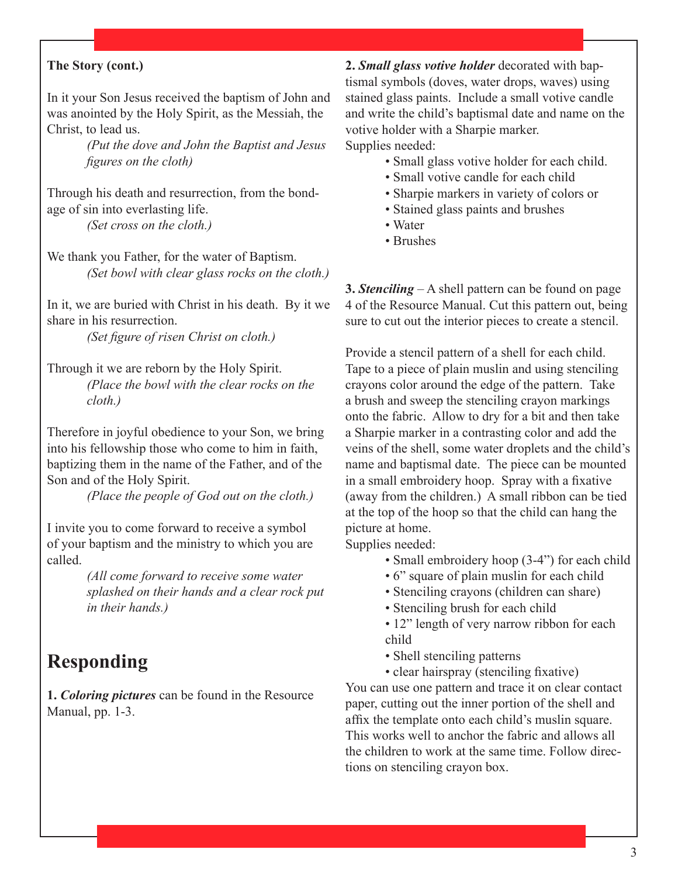**The Story (cont.)**

In it your Son Jesus received the baptism of John and was anointed by the Holy Spirit, as the Messiah, the Christ, to lead us.

*(Put the dove and John the Baptist and Jesus figures on the cloth)*

Through his death and resurrection, from the bondage of sin into everlasting life.

*(Set cross on the cloth.)*

We thank you Father, for the water of Baptism.

*(Set bowl with clear glass rocks on the cloth.)*

In it, we are buried with Christ in his death. By it we share in his resurrection.

*(Set figure of risen Christ on cloth.)*

Through it we are reborn by the Holy Spirit.

*(Place the bowl with the clear rocks on the cloth.)*

Therefore in joyful obedience to your Son, we bring into his fellowship those who come to him in faith, baptizing them in the name of the Father, and of the Son and of the Holy Spirit.

*(Place the people of God out on the cloth.)*

I invite you to come forward to receive a symbol of your baptism and the ministry to which you are called.

*(All come forward to receive some water splashed on their hands and a clear rock put in their hands.)*

## Responding

**1. *Coloring pictures*** can be found in the Resource Manual, pp. 1-3.

**2. *Small glass votive holder*** decorated with baptismal symbols (doves, water drops, waves) using stained glass paints. Include a small votive candle and write the child's baptismal date and name on the votive holder with a Sharpie marker.

Supplies needed:

- Small glass votive holder for each child.
- Small votive candle for each child
- Sharpie markers in variety of colors or
- Stained glass paints and brushes
- Water
- Brushes

**3. *Stenciling*** – A shell pattern can be found on page 4 of the Resource Manual. Cut this pattern out, being sure to cut out the interior pieces to create a stencil.

Provide a stencil pattern of a shell for each child. Tape to a piece of plain muslin and using stenciling crayons color around the edge of the pattern. Take a brush and sweep the stenciling crayon markings onto the fabric. Allow to dry for a bit and then take a Sharpie marker in a contrasting color and add the veins of the shell, some water droplets and the child's name and baptismal date. The piece can be mounted in a small embroidery hoop. Spray with a fixative (away from the children.) A small ribbon can be tied at the top of the hoop so that the child can hang the picture at home.

Supplies needed:

- Small embroidery hoop (3-4") for each child
- 6" square of plain muslin for each child
- Stenciling crayons (children can share)
- Stenciling brush for each child
- 12" length of very narrow ribbon for each child
- Shell stenciling patterns
- clear hairspray (stenciling fixative)

You can use one pattern and trace it on clear contact paper, cutting out the inner portion of the shell and affix the template onto each child's muslin square. This works well to anchor the fabric and allows all the children to work at the same time. Follow directions on stenciling crayon box.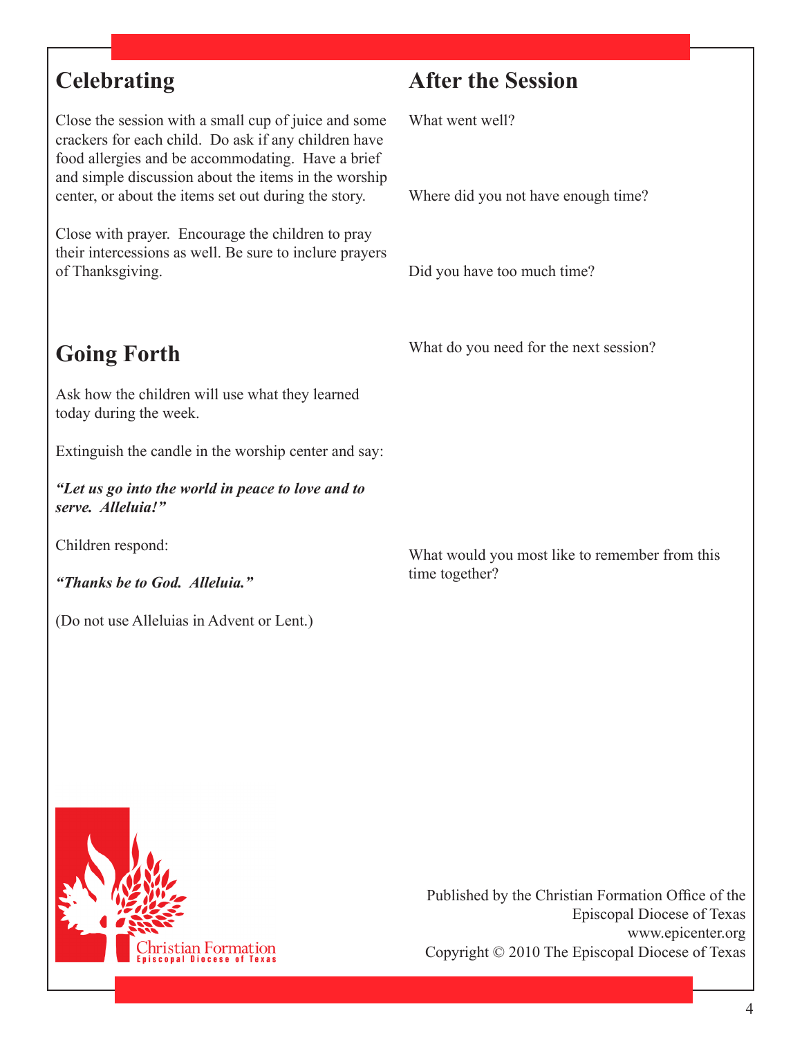## Celebrating

Close the session with a small cup of juice and some crackers for each child. Do ask if any children have food allergies and be accommodating. Have a brief and simple discussion about the items in the worship center, or about the items set out during the story.

Close with prayer. Encourage the children to pray their intercessions as well. Be sure to inclure prayers of Thanksgiving.

## Going Forth

Ask how the children will use what they learned today during the week.

Extinguish the candle in the worship center and say:

***"Let us go into the world in peace to love and to serve. Alleluia!"***

Children respond:

***"Thanks be to God. Alleluia."***

(Do not use Alleluias in Advent or Lent.)

## After the Session

What went well?

Where did you not have enough time?

Did you have too much time?

What do you need for the next session?

What would you most like to remember from this time together?

Christian Formation
Episcopal Diocese of Texas

Published by the Christian Formation Office of the Episcopal Diocese of Texas
www.epicenter.org
Copyright © 2010 The Episcopal Diocese of Texas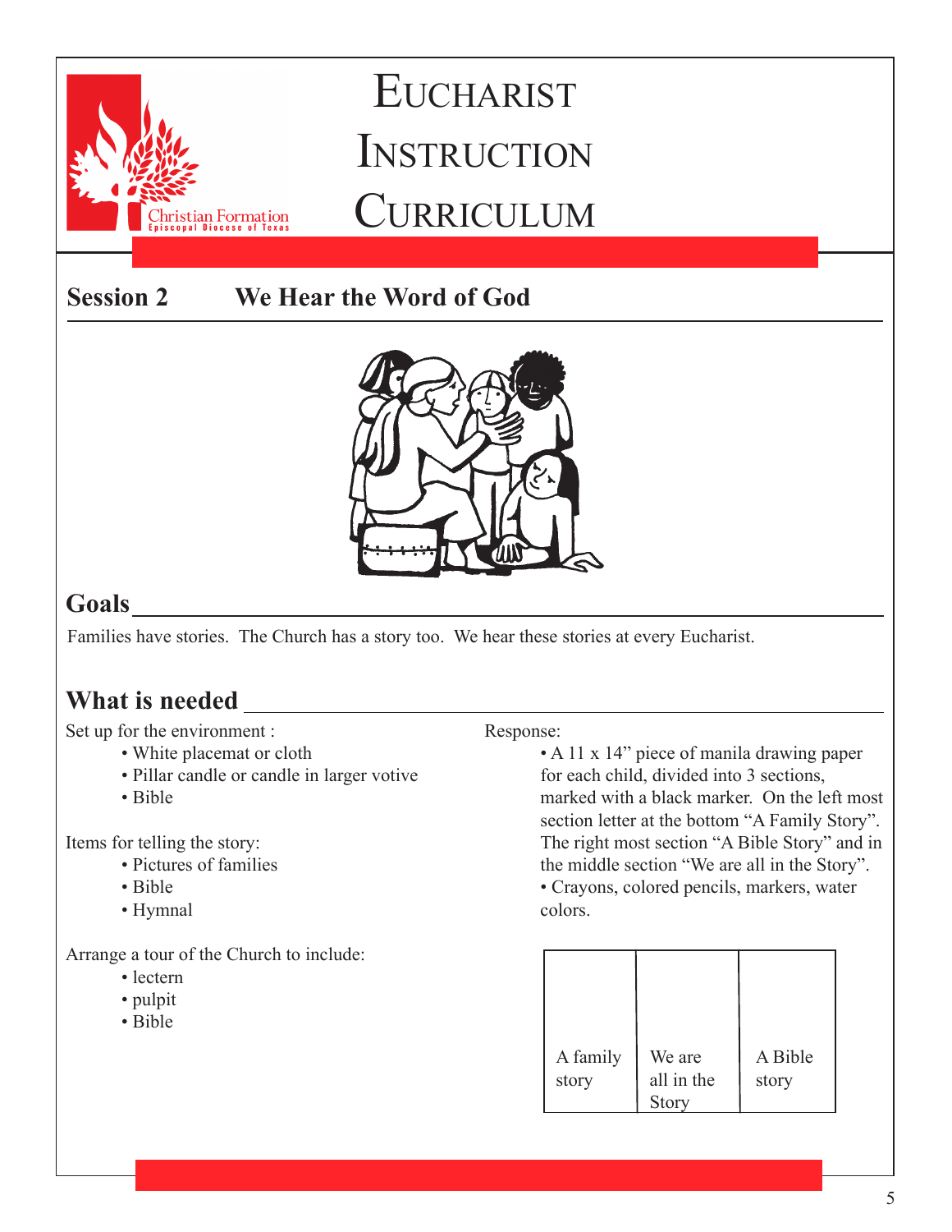# EUCHARIST INSTRUCTION CURRICULUM

Christian Formation
Episcopal Diocese of Texas

## Session 2 We Hear the Word of God

## Goals

Families have stories. The Church has a story too. We hear these stories at every Eucharist.

## What is needed

Set up for the environment :

- White placemat or cloth
- Pillar candle or candle in larger votive
- Bible

Items for telling the story:

- Pictures of families
- Bible
- Hymnal

Arrange a tour of the Church to include:

- lectern
- pulpit
- Bible

Response:

- A 11 x 14" piece of manila drawing paper for each child, divided into 3 sections, marked with a black marker. On the left most section letter at the bottom "A Family Story". The right most section "A Bible Story" and in the middle section "We are all in the Story".
- Crayons, colored pencils, markers, water colors.

| A family story | We are all in the Story | A Bible story |
|---|---|---|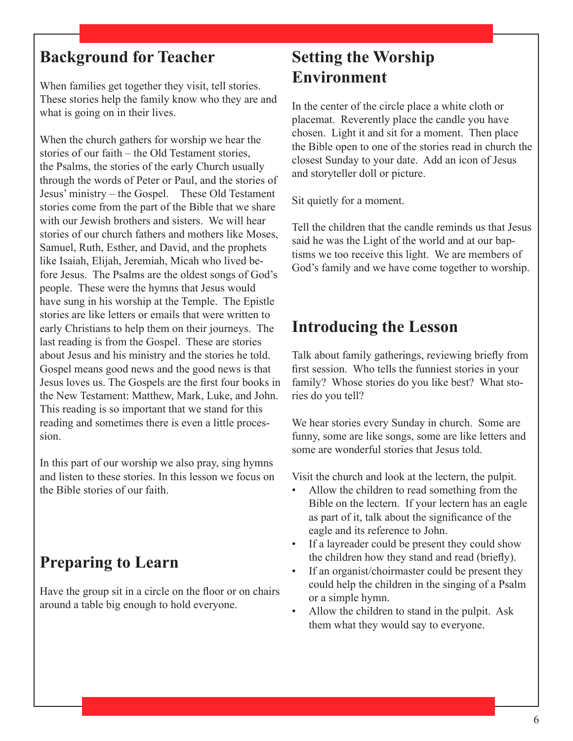## Background for Teacher

When families get together they visit, tell stories. These stories help the family know who they are and what is going on in their lives.

When the church gathers for worship we hear the stories of our faith – the Old Testament stories, the Psalms, the stories of the early Church usually through the words of Peter or Paul, and the stories of Jesus' ministry – the Gospel. These Old Testament stories come from the part of the Bible that we share with our Jewish brothers and sisters. We will hear stories of our church fathers and mothers like Moses, Samuel, Ruth, Esther, and David, and the prophets like Isaiah, Elijah, Jeremiah, Micah who lived before Jesus. The Psalms are the oldest songs of God's people. These were the hymns that Jesus would have sung in his worship at the Temple. The Epistle stories are like letters or emails that were written to early Christians to help them on their journeys. The last reading is from the Gospel. These are stories about Jesus and his ministry and the stories he told. Gospel means good news and the good news is that Jesus loves us. The Gospels are the first four books in the New Testament: Matthew, Mark, Luke, and John. This reading is so important that we stand for this reading and sometimes there is even a little procession.

In this part of our worship we also pray, sing hymns and listen to these stories. In this lesson we focus on the Bible stories of our faith.

## Preparing to Learn

Have the group sit in a circle on the floor or on chairs around a table big enough to hold everyone.

## Setting the Worship Environment

In the center of the circle place a white cloth or placemat. Reverently place the candle you have chosen. Light it and sit for a moment. Then place the Bible open to one of the stories read in church the closest Sunday to your date. Add an icon of Jesus and storyteller doll or picture.

Sit quietly for a moment.

Tell the children that the candle reminds us that Jesus said he was the Light of the world and at our baptisms we too receive this light. We are members of God's family and we have come together to worship.

## Introducing the Lesson

Talk about family gatherings, reviewing briefly from first session. Who tells the funniest stories in your family? Whose stories do you like best? What stories do you tell?

We hear stories every Sunday in church. Some are funny, some are like songs, some are like letters and some are wonderful stories that Jesus told.

Visit the church and look at the lectern, the pulpit.

- Allow the children to read something from the Bible on the lectern. If your lectern has an eagle as part of it, talk about the significance of the eagle and its reference to John.
- If a layreader could be present they could show the children how they stand and read (briefly).
- If an organist/choirmaster could be present they could help the children in the singing of a Psalm or a simple hymn.
- Allow the children to stand in the pulpit. Ask them what they would say to everyone.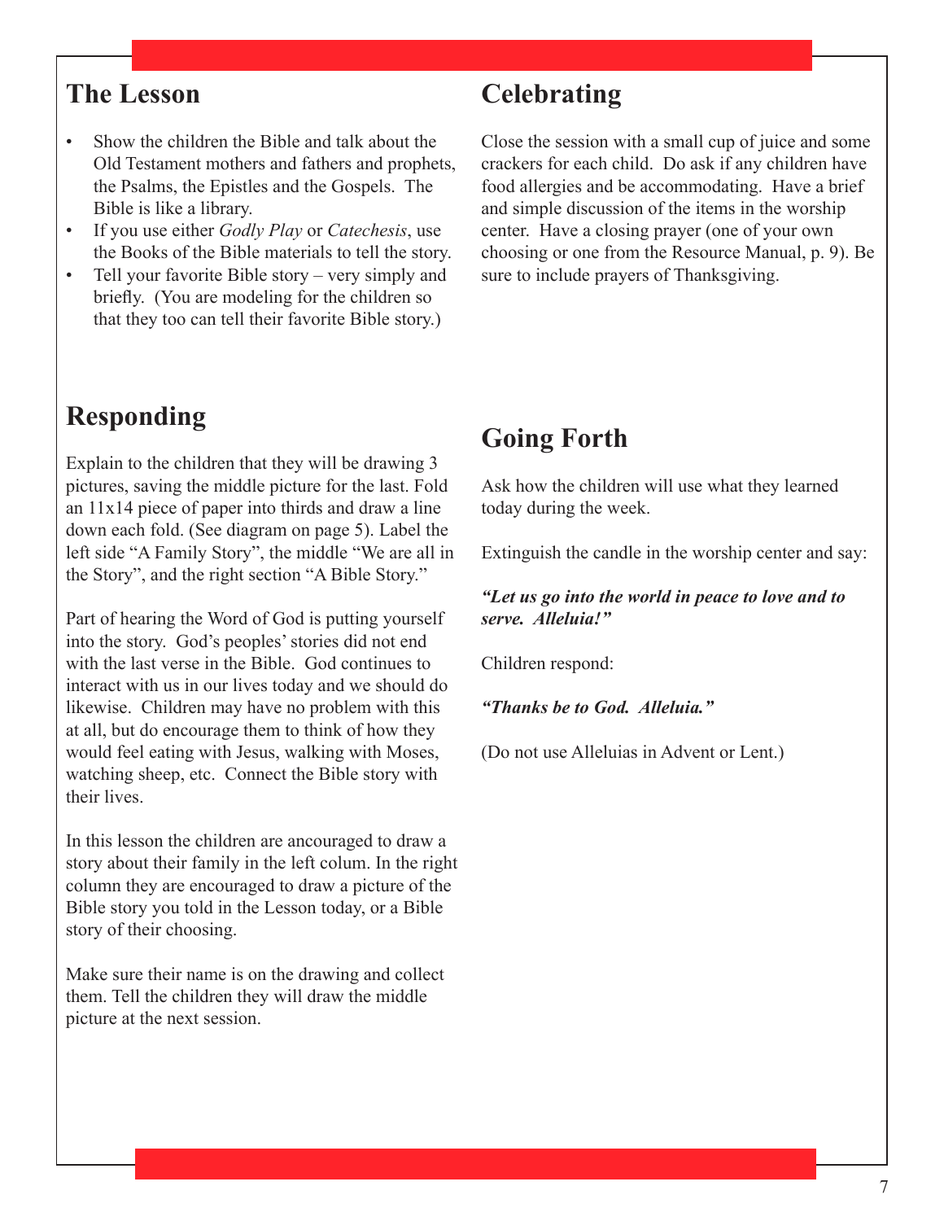## The Lesson

- Show the children the Bible and talk about the Old Testament mothers and fathers and prophets, the Psalms, the Epistles and the Gospels. The Bible is like a library.
- If you use either *Godly Play* or *Catechesis*, use the Books of the Bible materials to tell the story.
- Tell your favorite Bible story – very simply and briefly. (You are modeling for the children so that they too can tell their favorite Bible story.)

## Responding

Explain to the children that they will be drawing 3 pictures, saving the middle picture for the last. Fold an 11x14 piece of paper into thirds and draw a line down each fold. (See diagram on page 5). Label the left side "A Family Story", the middle "We are all in the Story", and the right section "A Bible Story."

Part of hearing the Word of God is putting yourself into the story. God's peoples' stories did not end with the last verse in the Bible. God continues to interact with us in our lives today and we should do likewise. Children may have no problem with this at all, but do encourage them to think of how they would feel eating with Jesus, walking with Moses, watching sheep, etc. Connect the Bible story with their lives.

In this lesson the children are ancouraged to draw a story about their family in the left colum. In the right column they are encouraged to draw a picture of the Bible story you told in the Lesson today, or a Bible story of their choosing.

Make sure their name is on the drawing and collect them. Tell the children they will draw the middle picture at the next session.

## Celebrating

Close the session with a small cup of juice and some crackers for each child. Do ask if any children have food allergies and be accommodating. Have a brief and simple discussion of the items in the worship center. Have a closing prayer (one of your own choosing or one from the Resource Manual, p. 9). Be sure to include prayers of Thanksgiving.

## Going Forth

Ask how the children will use what they learned today during the week.

Extinguish the candle in the worship center and say:

***"Let us go into the world in peace to love and to serve. Alleluia!"***

Children respond:

***"Thanks be to God. Alleluia."***

(Do not use Alleluias in Advent or Lent.)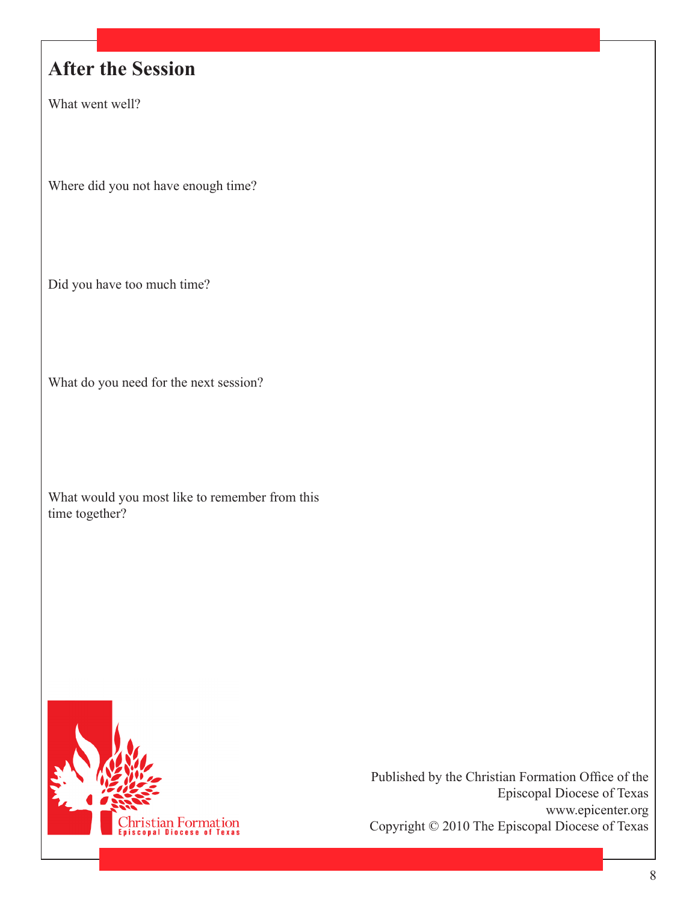## After the Session

What went well?

Where did you not have enough time?

Did you have too much time?

What do you need for the next session?

What would you most like to remember from this time together?

Christian Formation
Episcopal Diocese of Texas

Published by the Christian Formation Office of the Episcopal Diocese of Texas
www.epicenter.org
Copyright © 2010 The Episcopal Diocese of Texas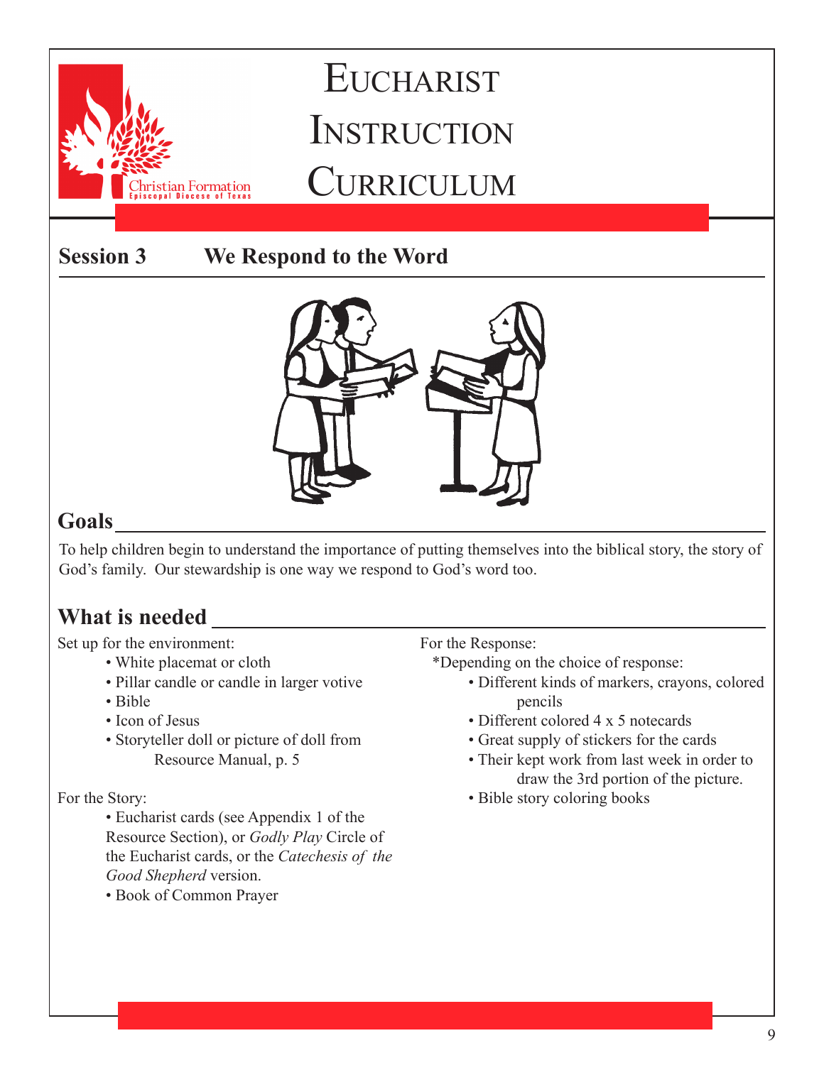# Eucharist Instruction Curriculum

## Session 3 We Respond to the Word

## Goals

To help children begin to understand the importance of putting themselves into the biblical story, the story of God's family. Our stewardship is one way we respond to God's word too.

## What is needed

Set up for the environment:

- White placemat or cloth
- Pillar candle or candle in larger votive
- Bible
- Icon of Jesus
- Storyteller doll or picture of doll from Resource Manual, p. 5

For the Story:

- Eucharist cards (see Appendix 1 of the Resource Section), or *Godly Play* Circle of the Eucharist cards, or the *Catechesis of the Good Shepherd* version.
- Book of Common Prayer

For the Response:

*Depending on the choice of response:

- Different kinds of markers, crayons, colored pencils
- Different colored 4 x 5 notecards
- Great supply of stickers for the cards
- Their kept work from last week in order to draw the 3rd portion of the picture.
- Bible story coloring books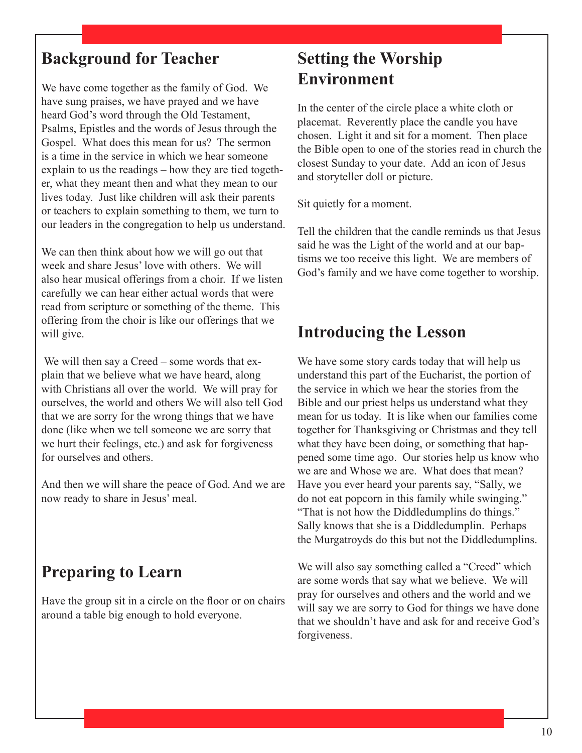## Background for Teacher

We have come together as the family of God. We have sung praises, we have prayed and we have heard God's word through the Old Testament, Psalms, Epistles and the words of Jesus through the Gospel. What does this mean for us? The sermon is a time in the service in which we hear someone explain to us the readings – how they are tied together, what they meant then and what they mean to our lives today. Just like children will ask their parents or teachers to explain something to them, we turn to our leaders in the congregation to help us understand.

We can then think about how we will go out that week and share Jesus' love with others. We will also hear musical offerings from a choir. If we listen carefully we can hear either actual words that were read from scripture or something of the theme. This offering from the choir is like our offerings that we will give.

We will then say a Creed – some words that explain that we believe what we have heard, along with Christians all over the world. We will pray for ourselves, the world and others We will also tell God that we are sorry for the wrong things that we have done (like when we tell someone we are sorry that we hurt their feelings, etc.) and ask for forgiveness for ourselves and others.

And then we will share the peace of God. And we are now ready to share in Jesus' meal.

## Preparing to Learn

Have the group sit in a circle on the floor or on chairs around a table big enough to hold everyone.

## Setting the Worship Environment

In the center of the circle place a white cloth or placemat. Reverently place the candle you have chosen. Light it and sit for a moment. Then place the Bible open to one of the stories read in church the closest Sunday to your date. Add an icon of Jesus and storyteller doll or picture.

Sit quietly for a moment.

Tell the children that the candle reminds us that Jesus said he was the Light of the world and at our baptisms we too receive this light. We are members of God's family and we have come together to worship.

## Introducing the Lesson

We have some story cards today that will help us understand this part of the Eucharist, the portion of the service in which we hear the stories from the Bible and our priest helps us understand what they mean for us today. It is like when our families come together for Thanksgiving or Christmas and they tell what they have been doing, or something that happened some time ago. Our stories help us know who we are and Whose we are. What does that mean? Have you ever heard your parents say, "Sally, we do not eat popcorn in this family while swinging." "That is not how the Diddledumplins do things." Sally knows that she is a Diddledumplin. Perhaps the Murgatroyds do this but not the Diddledumplins.

We will also say something called a "Creed" which are some words that say what we believe. We will pray for ourselves and others and the world and we will say we are sorry to God for things we have done that we shouldn't have and ask for and receive God's forgiveness.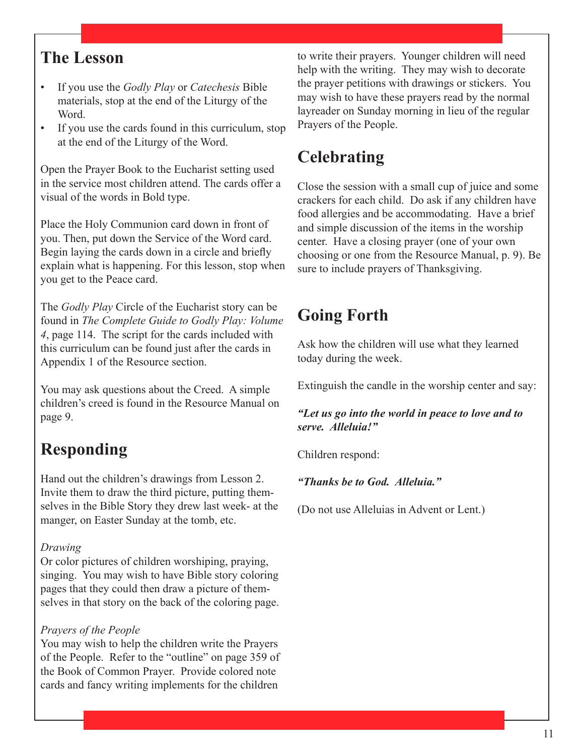## The Lesson

- If you use the *Godly Play* or *Catechesis* Bible materials, stop at the end of the Liturgy of the Word.
- If you use the cards found in this curriculum, stop at the end of the Liturgy of the Word.

Open the Prayer Book to the Eucharist setting used in the service most children attend. The cards offer a visual of the words in Bold type.

Place the Holy Communion card down in front of you. Then, put down the Service of the Word card. Begin laying the cards down in a circle and briefly explain what is happening. For this lesson, stop when you get to the Peace card.

The *Godly Play* Circle of the Eucharist story can be found in *The Complete Guide to Godly Play: Volume 4*, page 114. The script for the cards included with this curriculum can be found just after the cards in Appendix 1 of the Resource section.

You may ask questions about the Creed. A simple children's creed is found in the Resource Manual on page 9.

## Responding

Hand out the children's drawings from Lesson 2. Invite them to draw the third picture, putting themselves in the Bible Story they drew last week- at the manger, on Easter Sunday at the tomb, etc.

*Drawing*
Or color pictures of children worshiping, praying, singing. You may wish to have Bible story coloring pages that they could then draw a picture of themselves in that story on the back of the coloring page.

*Prayers of the People*
You may wish to help the children write the Prayers of the People. Refer to the "outline" on page 359 of the Book of Common Prayer. Provide colored note cards and fancy writing implements for the children to write their prayers. Younger children will need help with the writing. They may wish to decorate the prayer petitions with drawings or stickers. You may wish to have these prayers read by the normal layreader on Sunday morning in lieu of the regular Prayers of the People.

## Celebrating

Close the session with a small cup of juice and some crackers for each child. Do ask if any children have food allergies and be accommodating. Have a brief and simple discussion of the items in the worship center. Have a closing prayer (one of your own choosing or one from the Resource Manual, p. 9). Be sure to include prayers of Thanksgiving.

## Going Forth

Ask how the children will use what they learned today during the week.

Extinguish the candle in the worship center and say:

***"Let us go into the world in peace to love and to serve. Alleluia!"***

Children respond:

***"Thanks be to God. Alleluia."***

(Do not use Alleluias in Advent or Lent.)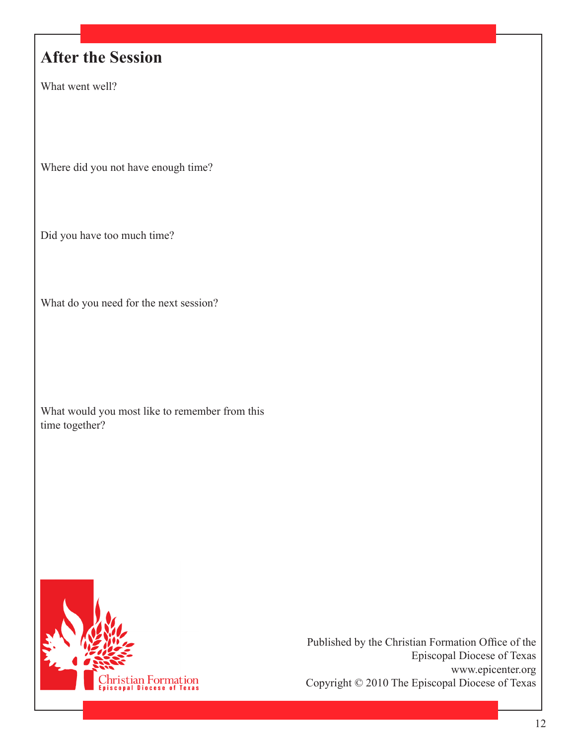## After the Session

What went well?

Where did you not have enough time?

Did you have too much time?

What do you need for the next session?

What would you most like to remember from this time together?

Christian Formation
Episcopal Diocese of Texas

Published by the Christian Formation Office of the Episcopal Diocese of Texas
www.epicenter.org
Copyright © 2010 The Episcopal Diocese of Texas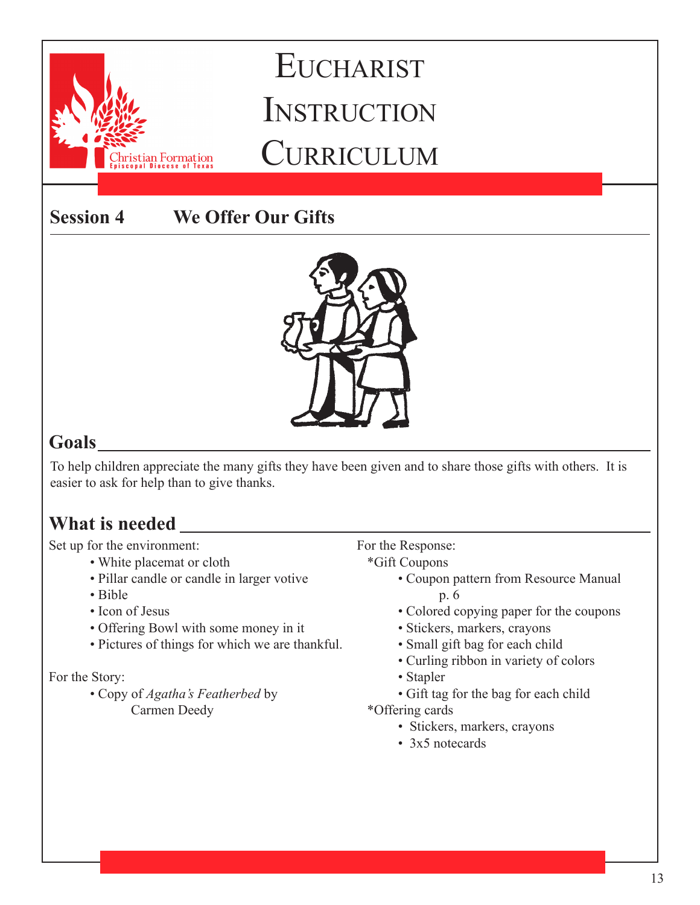# EUCHARIST INSTRUCTION CURRICULUM

Christian Formation
Episcopal Diocese of Texas

## Session 4 We Offer Our Gifts

## Goals

To help children appreciate the many gifts they have been given and to share those gifts with others. It is easier to ask for help than to give thanks.

## What is needed

Set up for the environment:

- White placemat or cloth
- Pillar candle or candle in larger votive
- Bible
- Icon of Jesus
- Offering Bowl with some money in it
- Pictures of things for which we are thankful.

For the Story:

- Copy of *Agatha's Featherbed* by Carmen Deedy

For the Response:

*Gift Coupons

- Coupon pattern from Resource Manual p. 6
- Colored copying paper for the coupons
- Stickers, markers, crayons
- Small gift bag for each child
- Curling ribbon in variety of colors
- Stapler
- Gift tag for the bag for each child

*Offering cards

- Stickers, markers, crayons
- 3x5 notecards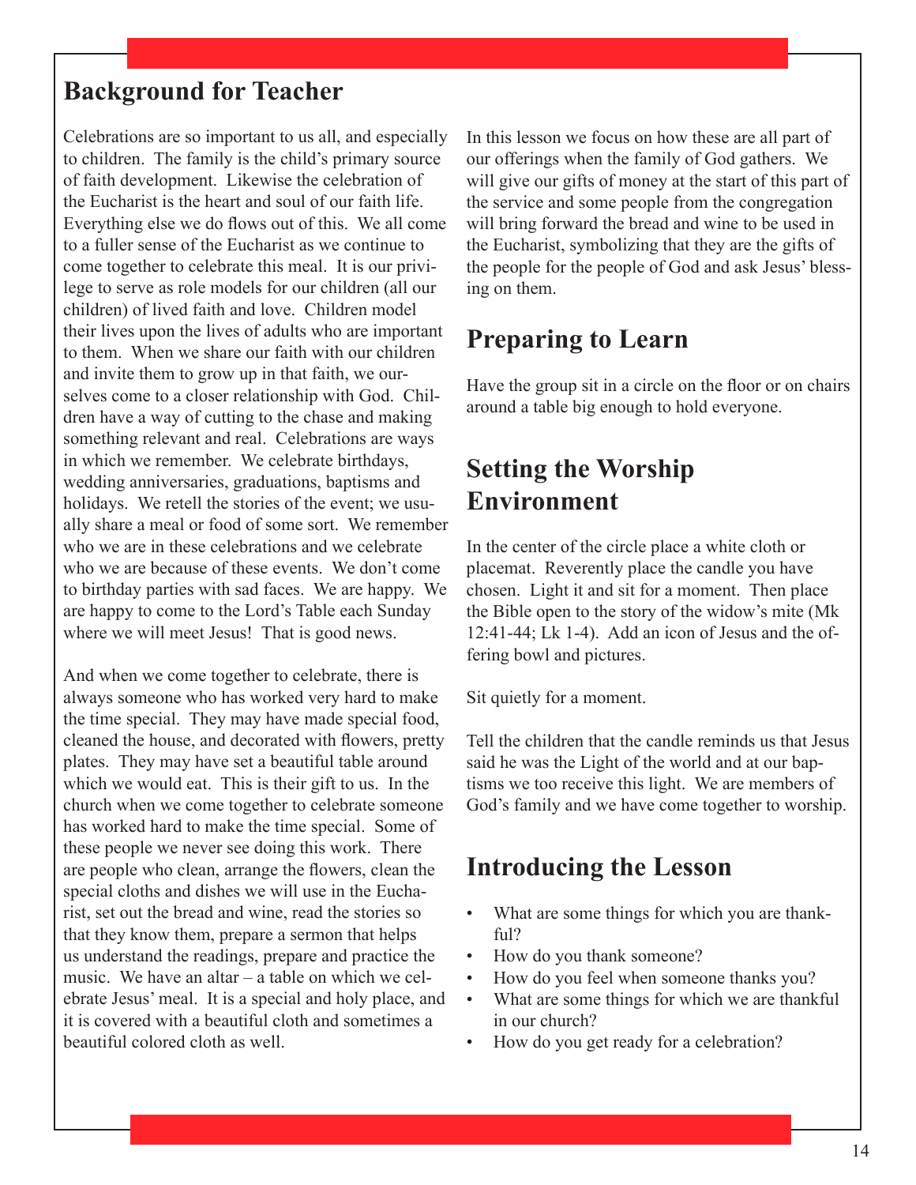## Background for Teacher

Celebrations are so important to us all, and especially to children. The family is the child's primary source of faith development. Likewise the celebration of the Eucharist is the heart and soul of our faith life. Everything else we do flows out of this. We all come to a fuller sense of the Eucharist as we continue to come together to celebrate this meal. It is our privilege to serve as role models for our children (all our children) of lived faith and love. Children model their lives upon the lives of adults who are important to them. When we share our faith with our children and invite them to grow up in that faith, we ourselves come to a closer relationship with God. Children have a way of cutting to the chase and making something relevant and real. Celebrations are ways in which we remember. We celebrate birthdays, wedding anniversaries, graduations, baptisms and holidays. We retell the stories of the event; we usually share a meal or food of some sort. We remember who we are in these celebrations and we celebrate who we are because of these events. We don't come to birthday parties with sad faces. We are happy. We are happy to come to the Lord's Table each Sunday where we will meet Jesus! That is good news.

And when we come together to celebrate, there is always someone who has worked very hard to make the time special. They may have made special food, cleaned the house, and decorated with flowers, pretty plates. They may have set a beautiful table around which we would eat. This is their gift to us. In the church when we come together to celebrate someone has worked hard to make the time special. Some of these people we never see doing this work. There are people who clean, arrange the flowers, clean the special cloths and dishes we will use in the Eucharist, set out the bread and wine, read the stories so that they know them, prepare a sermon that helps us understand the readings, prepare and practice the music. We have an altar – a table on which we celebrate Jesus' meal. It is a special and holy place, and it is covered with a beautiful cloth and sometimes a beautiful colored cloth as well.

In this lesson we focus on how these are all part of our offerings when the family of God gathers. We will give our gifts of money at the start of this part of the service and some people from the congregation will bring forward the bread and wine to be used in the Eucharist, symbolizing that they are the gifts of the people for the people of God and ask Jesus' blessing on them.

## Preparing to Learn

Have the group sit in a circle on the floor or on chairs around a table big enough to hold everyone.

## Setting the Worship Environment

In the center of the circle place a white cloth or placemat. Reverently place the candle you have chosen. Light it and sit for a moment. Then place the Bible open to the story of the widow's mite (Mk 12:41-44; Lk 1-4). Add an icon of Jesus and the offering bowl and pictures.

Sit quietly for a moment.

Tell the children that the candle reminds us that Jesus said he was the Light of the world and at our baptisms we too receive this light. We are members of God's family and we have come together to worship.

## Introducing the Lesson

- What are some things for which you are thankful?
- How do you thank someone?
- How do you feel when someone thanks you?
- What are some things for which we are thankful in our church?
- How do you get ready for a celebration?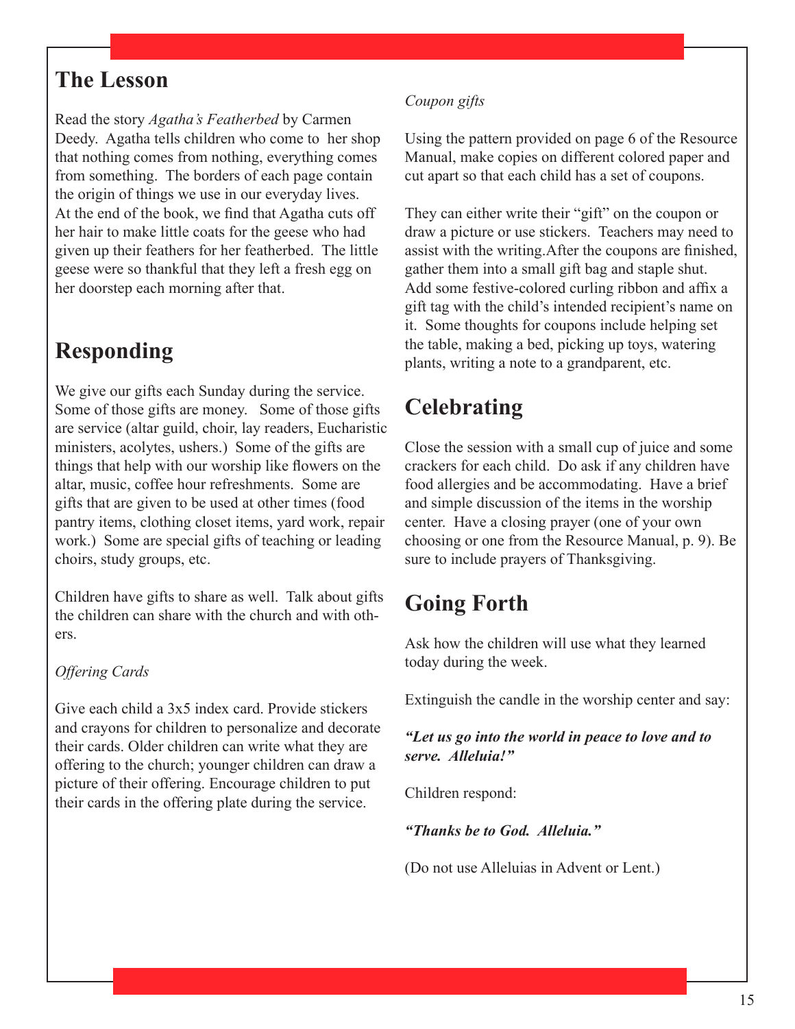## The Lesson

Read the story *Agatha's Featherbed* by Carmen Deedy. Agatha tells children who come to her shop that nothing comes from nothing, everything comes from something. The borders of each page contain the origin of things we use in our everyday lives. At the end of the book, we find that Agatha cuts off her hair to make little coats for the geese who had given up their feathers for her featherbed. The little geese were so thankful that they left a fresh egg on her doorstep each morning after that.

## Responding

We give our gifts each Sunday during the service. Some of those gifts are money. Some of those gifts are service (altar guild, choir, lay readers, Eucharistic ministers, acolytes, ushers.) Some of the gifts are things that help with our worship like flowers on the altar, music, coffee hour refreshments. Some are gifts that are given to be used at other times (food pantry items, clothing closet items, yard work, repair work.) Some are special gifts of teaching or leading choirs, study groups, etc.

Children have gifts to share as well. Talk about gifts the children can share with the church and with others.

*Offering Cards*

Give each child a 3x5 index card. Provide stickers and crayons for children to personalize and decorate their cards. Older children can write what they are offering to the church; younger children can draw a picture of their offering. Encourage children to put their cards in the offering plate during the service.

*Coupon gifts*

Using the pattern provided on page 6 of the Resource Manual, make copies on different colored paper and cut apart so that each child has a set of coupons.

They can either write their "gift" on the coupon or draw a picture or use stickers. Teachers may need to assist with the writing.After the coupons are finished, gather them into a small gift bag and staple shut. Add some festive-colored curling ribbon and affix a gift tag with the child's intended recipient's name on it. Some thoughts for coupons include helping set the table, making a bed, picking up toys, watering plants, writing a note to a grandparent, etc.

## Celebrating

Close the session with a small cup of juice and some crackers for each child. Do ask if any children have food allergies and be accommodating. Have a brief and simple discussion of the items in the worship center. Have a closing prayer (one of your own choosing or one from the Resource Manual, p. 9). Be sure to include prayers of Thanksgiving.

## Going Forth

Ask how the children will use what they learned today during the week.

Extinguish the candle in the worship center and say:

***"Let us go into the world in peace to love and to serve. Alleluia!"***

Children respond:

***"Thanks be to God. Alleluia."***

(Do not use Alleluias in Advent or Lent.)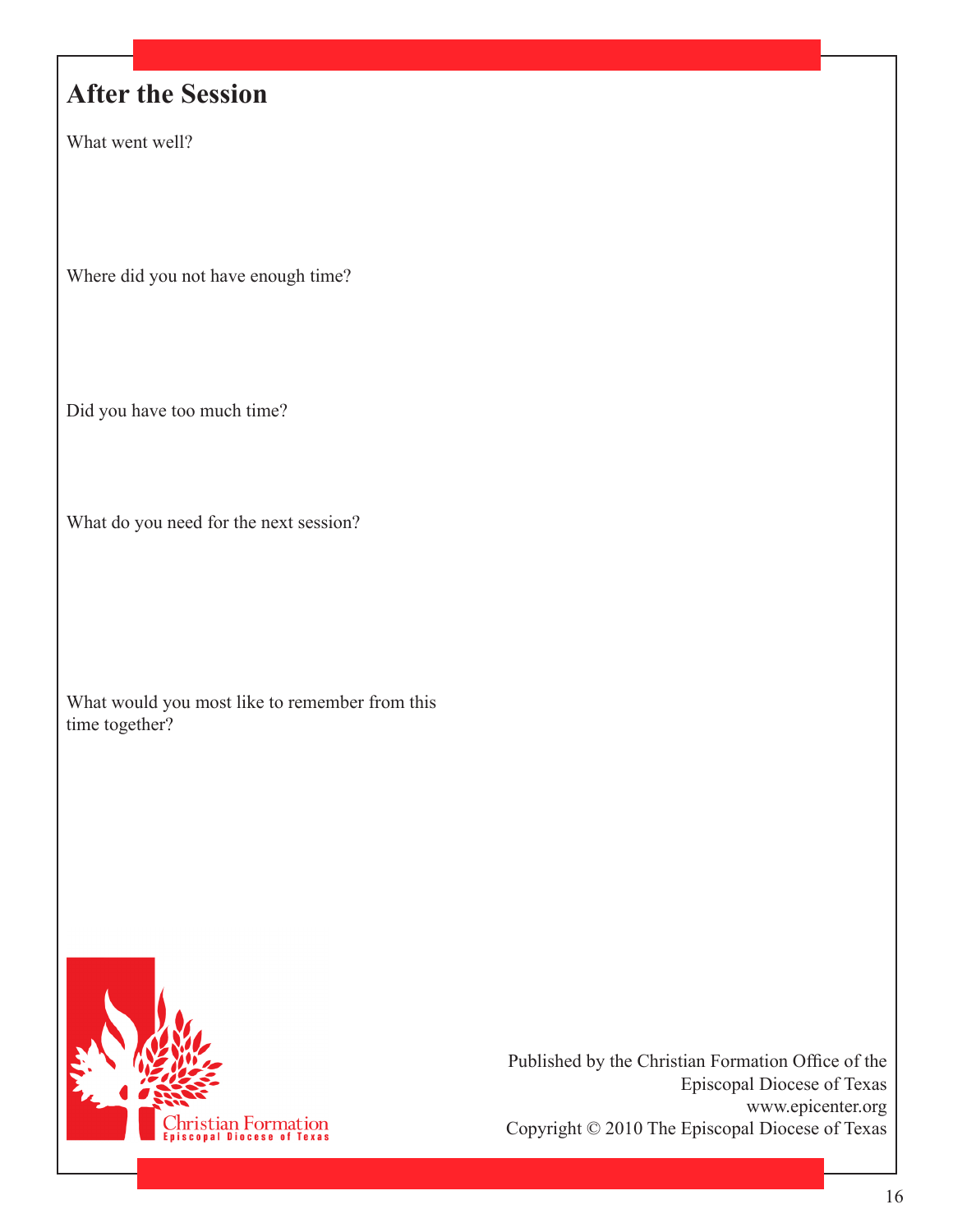## After the Session

What went well?

Where did you not have enough time?

Did you have too much time?

What do you need for the next session?

What would you most like to remember from this time together?

Christian Formation
Episcopal Diocese of Texas

Published by the Christian Formation Office of the Episcopal Diocese of Texas
www.epicenter.org
Copyright © 2010 The Episcopal Diocese of Texas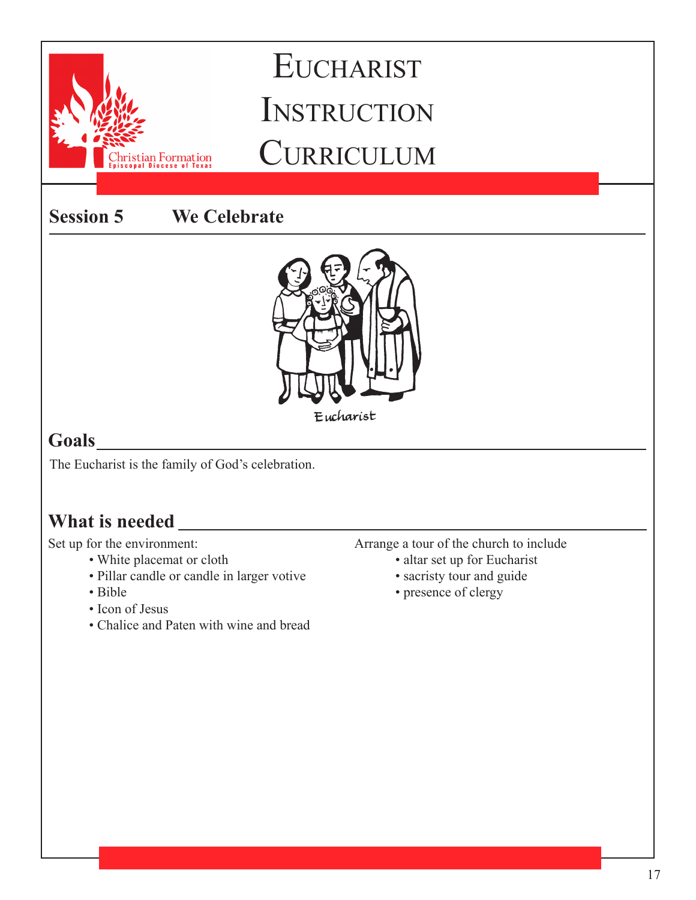# Eucharist Instruction Curriculum

## Session 5 We Celebrate

Eucharist

## Goals

The Eucharist is the family of God's celebration.

## What is needed

Set up for the environment:

- White placemat or cloth
- Pillar candle or candle in larger votive
- Bible
- Icon of Jesus
- Chalice and Paten with wine and bread

Arrange a tour of the church to include

- altar set up for Eucharist
- sacristy tour and guide
- presence of clergy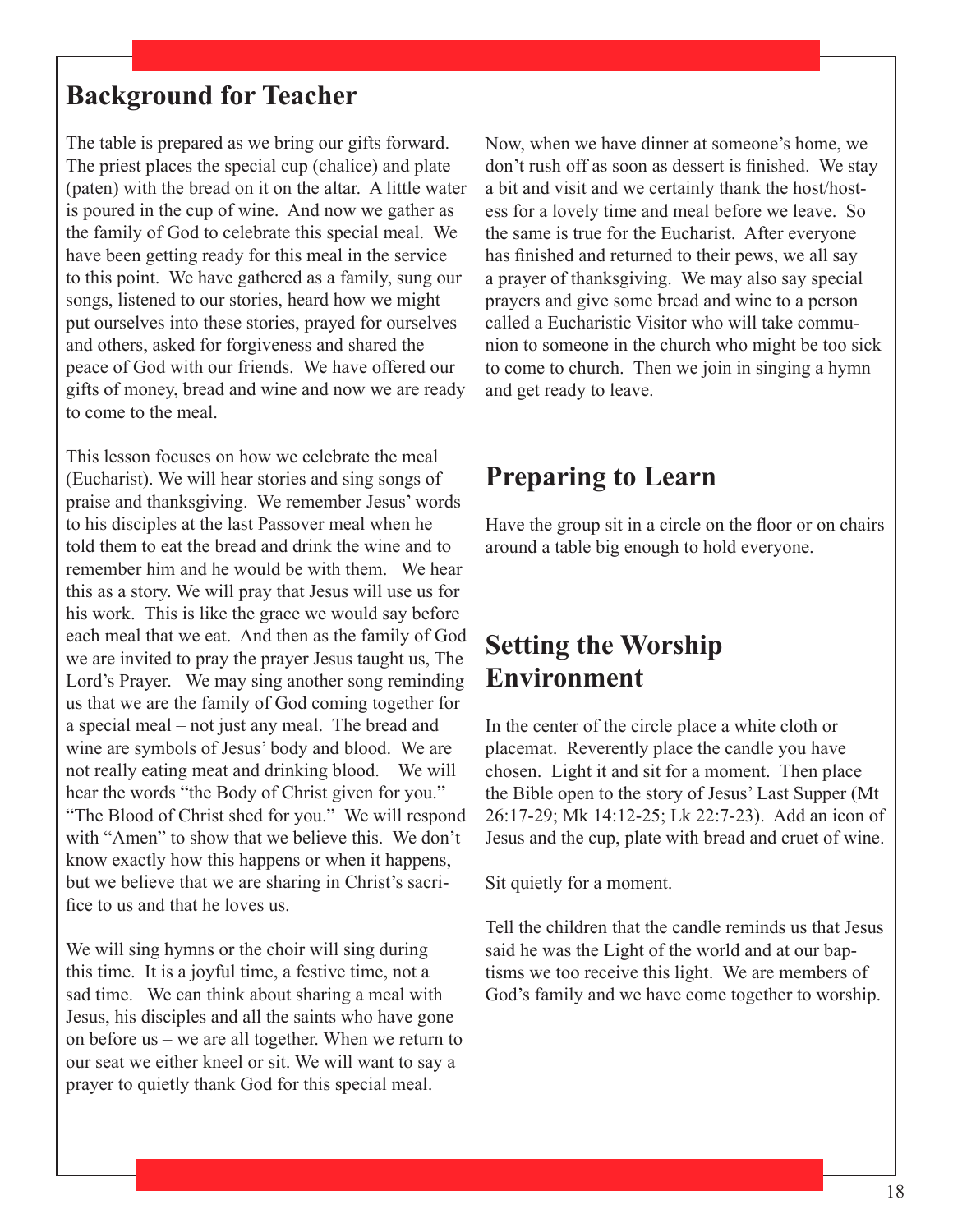## Background for Teacher

The table is prepared as we bring our gifts forward. The priest places the special cup (chalice) and plate (paten) with the bread on it on the altar. A little water is poured in the cup of wine. And now we gather as the family of God to celebrate this special meal. We have been getting ready for this meal in the service to this point. We have gathered as a family, sung our songs, listened to our stories, heard how we might put ourselves into these stories, prayed for ourselves and others, asked for forgiveness and shared the peace of God with our friends. We have offered our gifts of money, bread and wine and now we are ready to come to the meal.

This lesson focuses on how we celebrate the meal (Eucharist). We will hear stories and sing songs of praise and thanksgiving. We remember Jesus' words to his disciples at the last Passover meal when he told them to eat the bread and drink the wine and to remember him and he would be with them. We hear this as a story. We will pray that Jesus will use us for his work. This is like the grace we would say before each meal that we eat. And then as the family of God we are invited to pray the prayer Jesus taught us, The Lord's Prayer. We may sing another song reminding us that we are the family of God coming together for a special meal – not just any meal. The bread and wine are symbols of Jesus' body and blood. We are not really eating meat and drinking blood. We will hear the words "the Body of Christ given for you." "The Blood of Christ shed for you." We will respond with "Amen" to show that we believe this. We don't know exactly how this happens or when it happens, but we believe that we are sharing in Christ's sacrifice to us and that he loves us.

We will sing hymns or the choir will sing during this time. It is a joyful time, a festive time, not a sad time. We can think about sharing a meal with Jesus, his disciples and all the saints who have gone on before us – we are all together. When we return to our seat we either kneel or sit. We will want to say a prayer to quietly thank God for this special meal.

Now, when we have dinner at someone's home, we don't rush off as soon as dessert is finished. We stay a bit and visit and we certainly thank the host/hostess for a lovely time and meal before we leave. So the same is true for the Eucharist. After everyone has finished and returned to their pews, we all say a prayer of thanksgiving. We may also say special prayers and give some bread and wine to a person called a Eucharistic Visitor who will take communion to someone in the church who might be too sick to come to church. Then we join in singing a hymn and get ready to leave.

## Preparing to Learn

Have the group sit in a circle on the floor or on chairs around a table big enough to hold everyone.

## Setting the Worship Environment

In the center of the circle place a white cloth or placemat. Reverently place the candle you have chosen. Light it and sit for a moment. Then place the Bible open to the story of Jesus' Last Supper (Mt 26:17-29; Mk 14:12-25; Lk 22:7-23). Add an icon of Jesus and the cup, plate with bread and cruet of wine.

Sit quietly for a moment.

Tell the children that the candle reminds us that Jesus said he was the Light of the world and at our baptisms we too receive this light. We are members of God's family and we have come together to worship.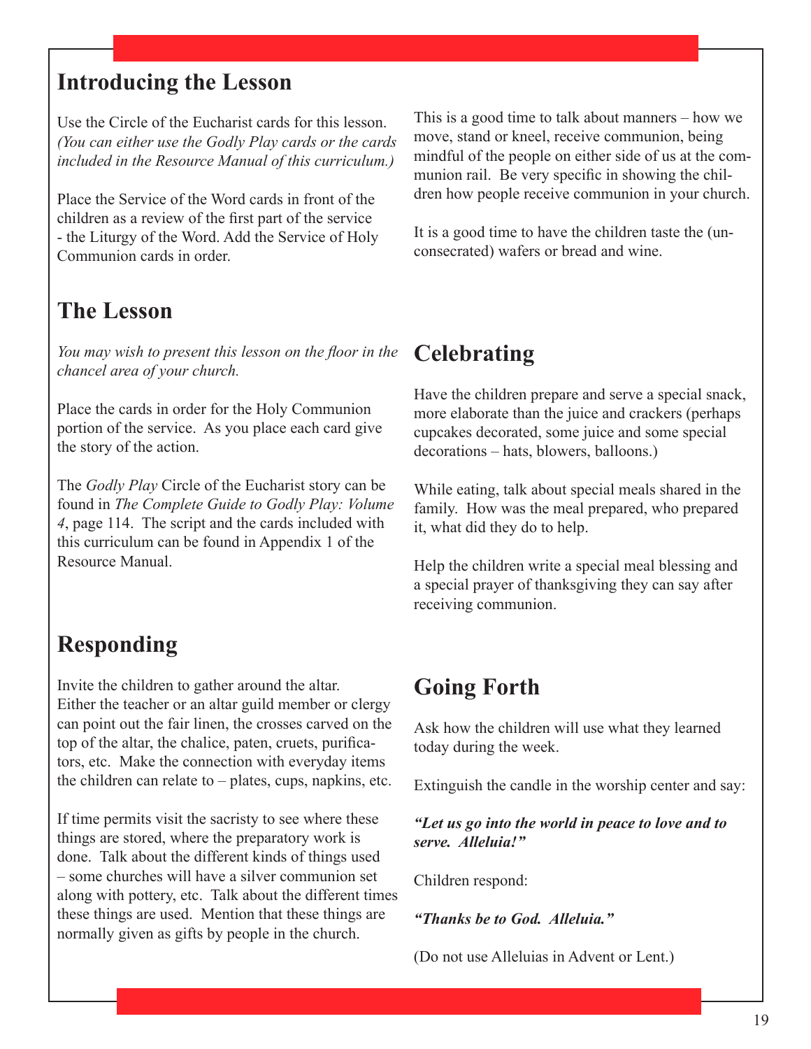## Introducing the Lesson

Use the Circle of the Eucharist cards for this lesson. *(You can either use the Godly Play cards or the cards included in the Resource Manual of this curriculum.)*

Place the Service of the Word cards in front of the children as a review of the first part of the service - the Liturgy of the Word. Add the Service of Holy Communion cards in order.

This is a good time to talk about manners – how we move, stand or kneel, receive communion, being mindful of the people on either side of us at the communion rail. Be very specific in showing the children how people receive communion in your church.

It is a good time to have the children taste the (unconsecrated) wafers or bread and wine.

## The Lesson

*You may wish to present this lesson on the floor in the chancel area of your church.*

Place the cards in order for the Holy Communion portion of the service. As you place each card give the story of the action.

The *Godly Play* Circle of the Eucharist story can be found in *The Complete Guide to Godly Play: Volume 4*, page 114. The script and the cards included with this curriculum can be found in Appendix 1 of the Resource Manual.

## Responding

Invite the children to gather around the altar. Either the teacher or an altar guild member or clergy can point out the fair linen, the crosses carved on the top of the altar, the chalice, paten, cruets, purificators, etc. Make the connection with everyday items the children can relate to – plates, cups, napkins, etc.

If time permits visit the sacristy to see where these things are stored, where the preparatory work is done. Talk about the different kinds of things used – some churches will have a silver communion set along with pottery, etc. Talk about the different times these things are used. Mention that these things are normally given as gifts by people in the church.

## Celebrating

Have the children prepare and serve a special snack, more elaborate than the juice and crackers (perhaps cupcakes decorated, some juice and some special decorations – hats, blowers, balloons.)

While eating, talk about special meals shared in the family. How was the meal prepared, who prepared it, what did they do to help.

Help the children write a special meal blessing and a special prayer of thanksgiving they can say after receiving communion.

## Going Forth

Ask how the children will use what they learned today during the week.

Extinguish the candle in the worship center and say:

***"Let us go into the world in peace to love and to serve. Alleluia!"***

Children respond:

***"Thanks be to God. Alleluia."***

(Do not use Alleluias in Advent or Lent.)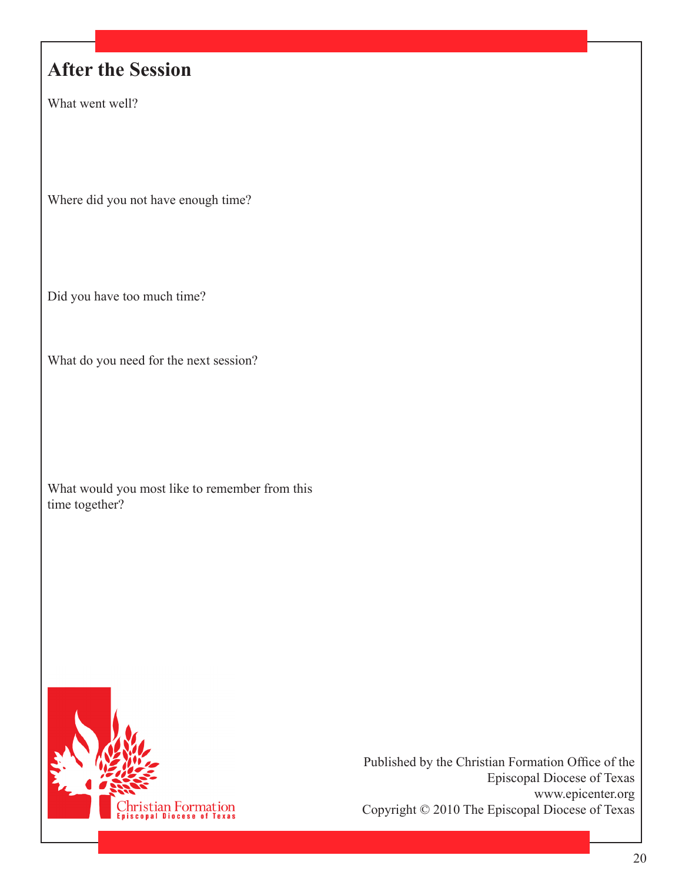## After the Session

What went well?

Where did you not have enough time?

Did you have too much time?

What do you need for the next session?

What would you most like to remember from this time together?

Christian Formation
Episcopal Diocese of Texas

Published by the Christian Formation Office of the Episcopal Diocese of Texas
www.epicenter.org
Copyright © 2010 The Episcopal Diocese of Texas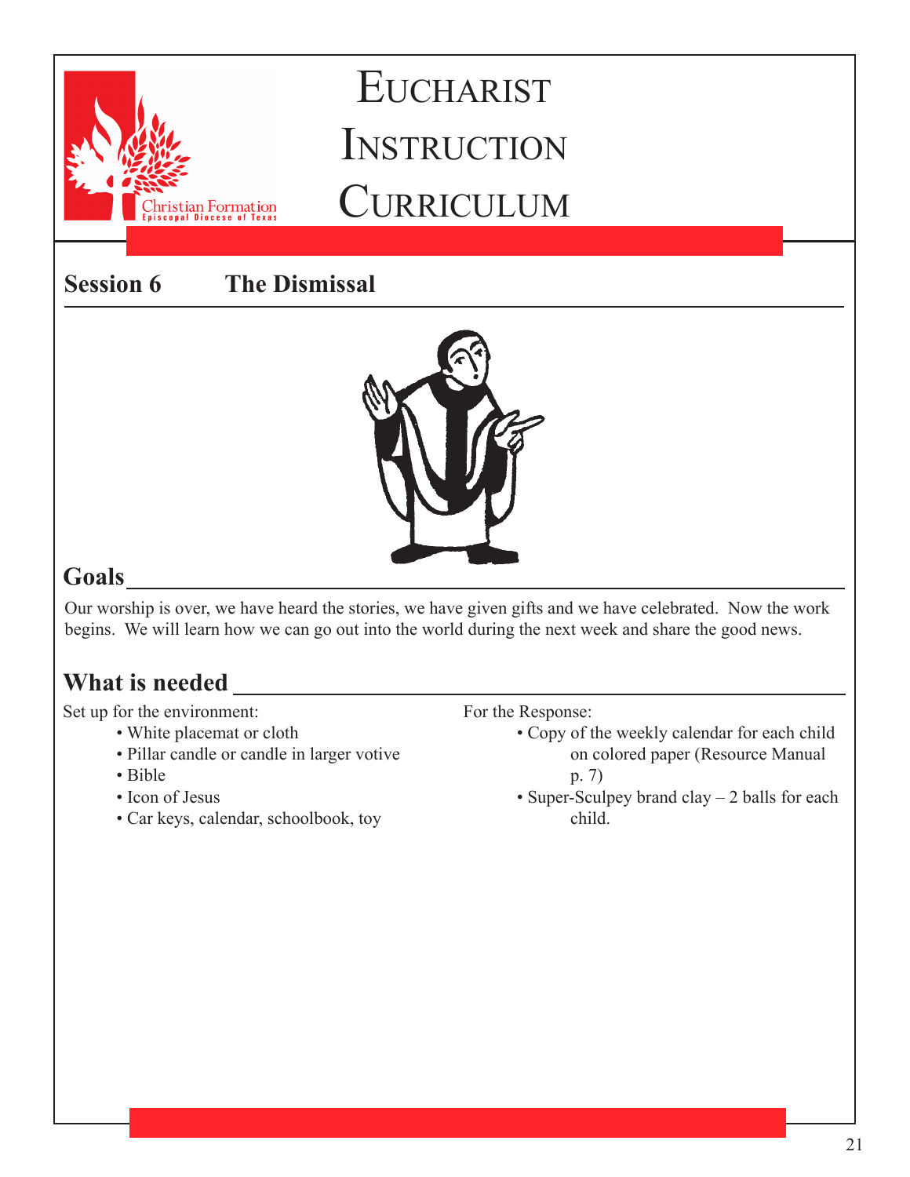# Eucharist Instruction Curriculum

## Session 6 The Dismissal

## Goals

Our worship is over, we have heard the stories, we have given gifts and we have celebrated. Now the work begins. We will learn how we can go out into the world during the next week and share the good news.

## What is needed

Set up for the environment:

- White placemat or cloth
- Pillar candle or candle in larger votive
- Bible
- Icon of Jesus
- Car keys, calendar, schoolbook, toy

For the Response:

- Copy of the weekly calendar for each child on colored paper (Resource Manual p. 7)
- Super-Sculpey brand clay – 2 balls for each child.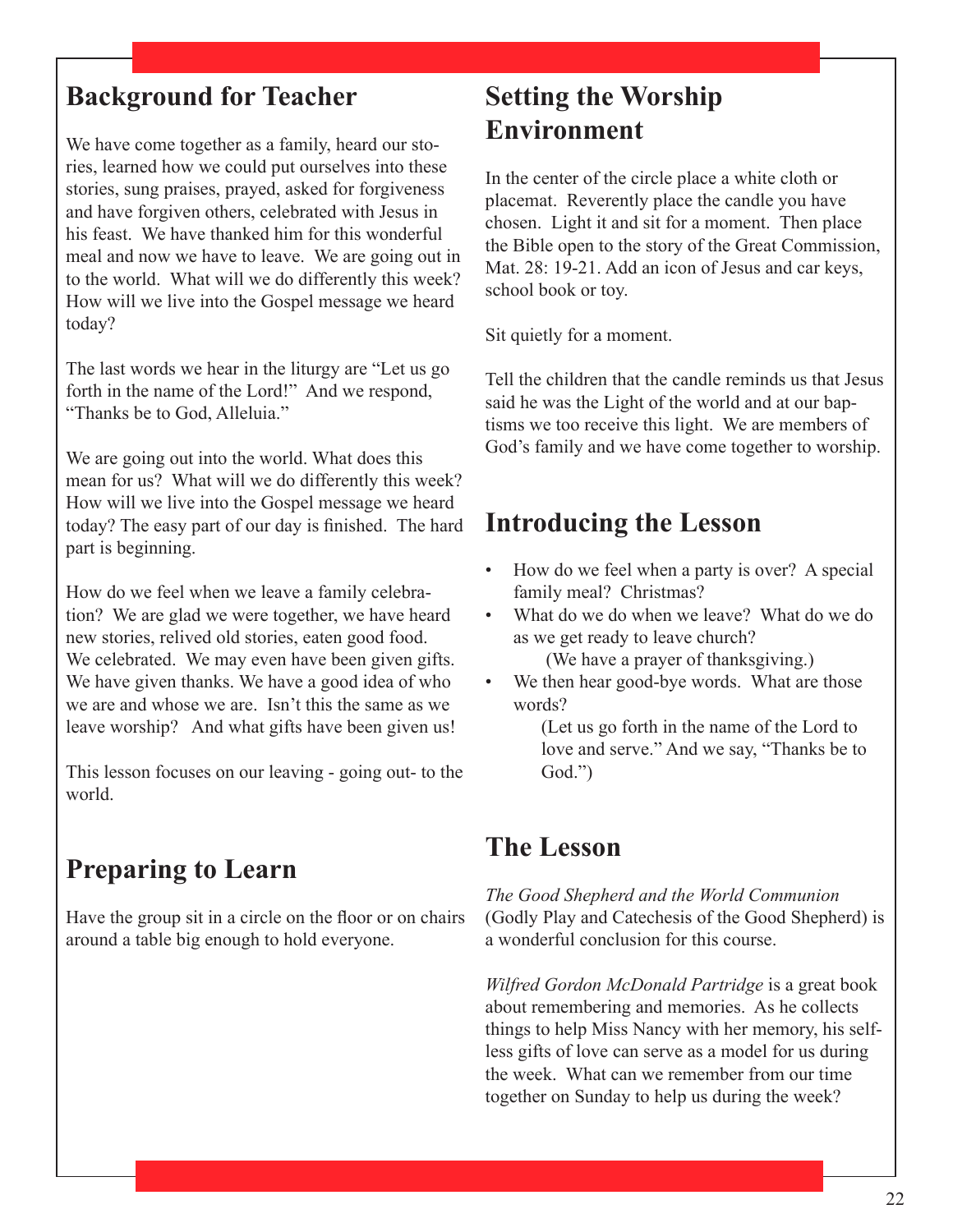## Background for Teacher

We have come together as a family, heard our stories, learned how we could put ourselves into these stories, sung praises, prayed, asked for forgiveness and have forgiven others, celebrated with Jesus in his feast. We have thanked him for this wonderful meal and now we have to leave. We are going out in to the world. What will we do differently this week? How will we live into the Gospel message we heard today?

The last words we hear in the liturgy are "Let us go forth in the name of the Lord!" And we respond, "Thanks be to God, Alleluia."

We are going out into the world. What does this mean for us? What will we do differently this week? How will we live into the Gospel message we heard today? The easy part of our day is finished. The hard part is beginning.

How do we feel when we leave a family celebration? We are glad we were together, we have heard new stories, relived old stories, eaten good food. We celebrated. We may even have been given gifts. We have given thanks. We have a good idea of who we are and whose we are. Isn't this the same as we leave worship? And what gifts have been given us!

This lesson focuses on our leaving - going out- to the world.

## Preparing to Learn

Have the group sit in a circle on the floor or on chairs around a table big enough to hold everyone.

## Setting the Worship Environment

In the center of the circle place a white cloth or placemat. Reverently place the candle you have chosen. Light it and sit for a moment. Then place the Bible open to the story of the Great Commission, Mat. 28: 19-21. Add an icon of Jesus and car keys, school book or toy.

Sit quietly for a moment.

Tell the children that the candle reminds us that Jesus said he was the Light of the world and at our baptisms we too receive this light. We are members of God's family and we have come together to worship.

## Introducing the Lesson

- How do we feel when a party is over? A special family meal? Christmas?
- What do we do when we leave? What do we do as we get ready to leave church?
  (We have a prayer of thanksgiving.)
- We then hear good-bye words. What are those words?
  (Let us go forth in the name of the Lord to love and serve." And we say, "Thanks be to God.")

## The Lesson

*The Good Shepherd and the World Communion* (Godly Play and Catechesis of the Good Shepherd) is a wonderful conclusion for this course.

*Wilfred Gordon McDonald Partridge* is a great book about remembering and memories. As he collects things to help Miss Nancy with her memory, his selfless gifts of love can serve as a model for us during the week. What can we remember from our time together on Sunday to help us during the week?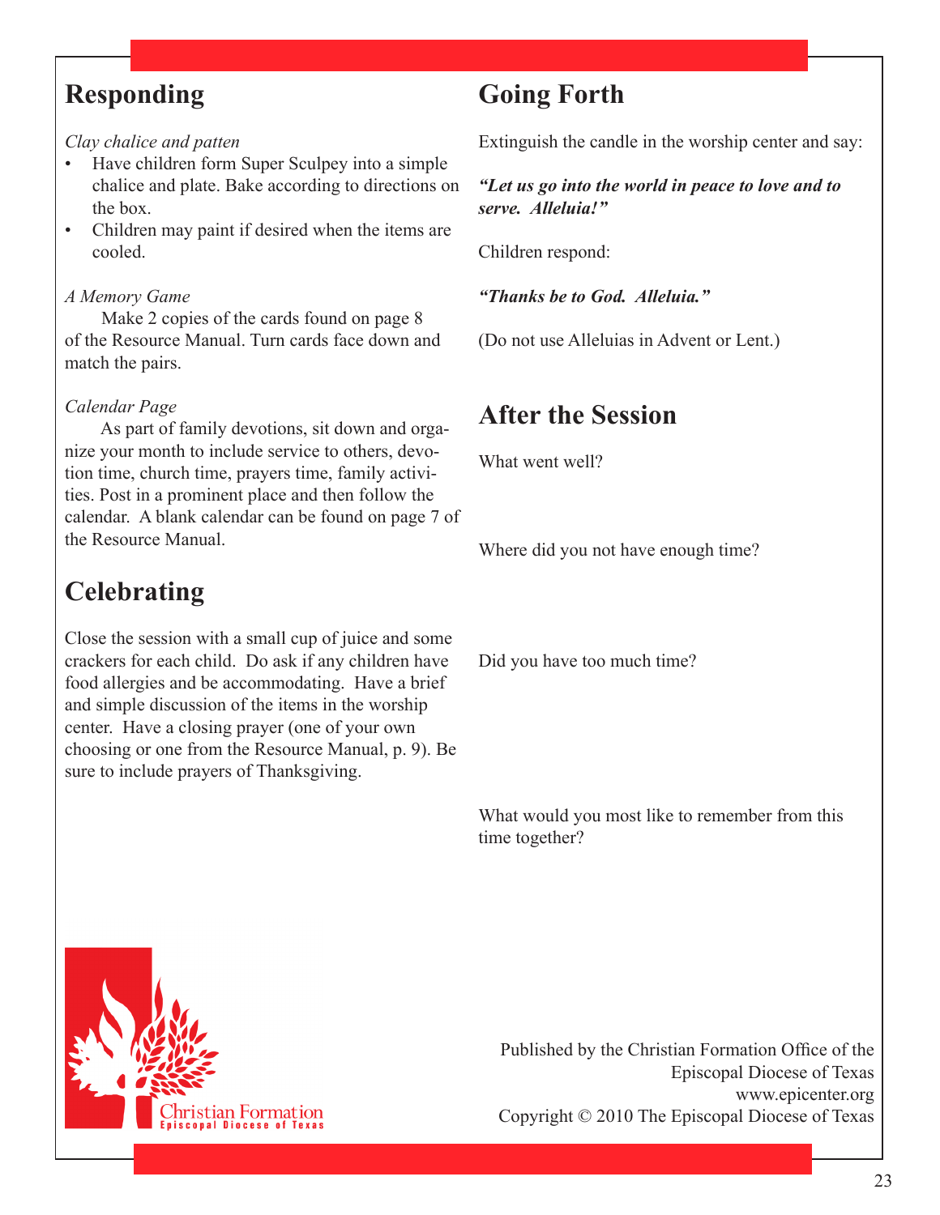## Responding

*Clay chalice and patten*

- Have children form Super Sculpey into a simple chalice and plate. Bake according to directions on the box.
- Children may paint if desired when the items are cooled.

*A Memory Game*

Make 2 copies of the cards found on page 8 of the Resource Manual. Turn cards face down and match the pairs.

*Calendar Page*

As part of family devotions, sit down and organize your month to include service to others, devotion time, church time, prayers time, family activities. Post in a prominent place and then follow the calendar. A blank calendar can be found on page 7 of the Resource Manual.

## Celebrating

Close the session with a small cup of juice and some crackers for each child. Do ask if any children have food allergies and be accommodating. Have a brief and simple discussion of the items in the worship center. Have a closing prayer (one of your own choosing or one from the Resource Manual, p. 9). Be sure to include prayers of Thanksgiving.

## Going Forth

Extinguish the candle in the worship center and say:

***"Let us go into the world in peace to love and to serve. Alleluia!"***

Children respond:

***"Thanks be to God. Alleluia."***

(Do not use Alleluias in Advent or Lent.)

## After the Session

What went well?

Where did you not have enough time?

Did you have too much time?

What would you most like to remember from this time together?

Christian Formation
Episcopal Diocese of Texas

Published by the Christian Formation Office of the Episcopal Diocese of Texas
www.epicenter.org
Copyright © 2010 The Episcopal Diocese of Texas